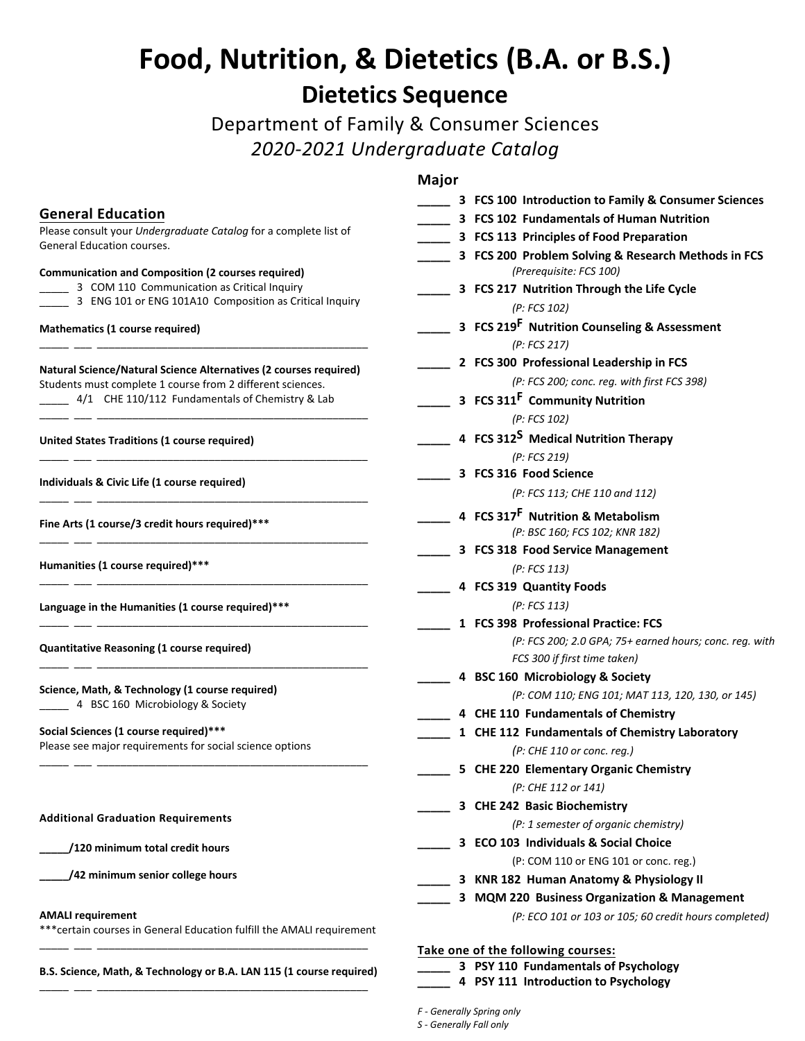# Food, Nutrition, & Dietetics (B.A. or B.S.)

## Dietetics Sequence

Department of Family & Consumer Sciences

*2020-2021 Undergraduate Catalog*

### General Education

Please consult your *Undergraduate Catalog* for a complete list of General Education courses.

**Communication and Composition (2 courses required)**

_____ 3 COM 110 Communication as Critical Inquiry

_____ 3 ENG 101 or ENG 101A10 Composition as Critical Inquiry

**Mathematics (1 course required)**

_____ ___ ______________________________________

**Natural Science/Natural Science Alternatives (2 courses required)**

Students must complete 1 course from 2 different sciences.

_____ 4/1 CHE 110/112 Fundamentals of Chemistry & Lab

_____ ___ ______________________________________

**United States Traditions (1 course required)**

_____ ___ ______________________________________

**Individuals & Civic Life (1 course required)**

_____ ___ ______________________________________

**Fine Arts (1 course/3 credit hours required)*****

_____ ___ ______________________________________

**Humanities (1 course required)*****

_____ ___ ______________________________________

**Language in the Humanities (1 course required)*****

_____ ___ ______________________________________

**Quantitative Reasoning (1 course required)**

_____ ___ ______________________________________

**Science, Math, & Technology (1 course required)**

_____ 4 BSC 160 Microbiology & Society

**Social Sciences (1 course required)*****

Please see major requirements for social science options

_____ ___ ______________________________________

**Additional Graduation Requirements**

**_____/120 minimum total credit hours**

**_____/42 minimum senior college hours**

**AMALI requirement**

***certain courses in General Education fulfill the AMALI requirement

_____ ___ ______________________________________

**B.S. Science, Math, & Technology or B.A. LAN 115 (1 course required)**

_____ ___ ______________________________________

### Major

_____ **3 FCS 100 Introduction to Family & Consumer Sciences**

_____ **3 FCS 102 Fundamentals of Human Nutrition**

_____ **3 FCS 113 Principles of Food Preparation**

_____ **3 FCS 200 Problem Solving & Research Methods in FCS**
*(Prerequisite: FCS 100)*

_____ **3 FCS 217 Nutrition Through the Life Cycle**
*(P: FCS 102)*

_____ **3 FCS 219[F] Nutrition Counseling & Assessment**
*(P: FCS 217)*

_____ **2 FCS 300 Professional Leadership in FCS**
*(P: FCS 200; conc. reg. with first FCS 398)*

_____ **3 FCS 311[F] Community Nutrition**
*(P: FCS 102)*

_____ **4 FCS 312[S] Medical Nutrition Therapy**
*(P: FCS 219)*

_____ **3 FCS 316 Food Science**
*(P: FCS 113; CHE 110 and 112)*

_____ **4 FCS 317[F] Nutrition & Metabolism**
*(P: BSC 160; FCS 102; KNR 182)*

_____ **3 FCS 318 Food Service Management**
*(P: FCS 113)*

_____ **4 FCS 319 Quantity Foods**
*(P: FCS 113)*

_____ **1 FCS 398 Professional Practice: FCS**
*(P: FCS 200; 2.0 GPA; 75+ earned hours; conc. reg. with FCS 300 if first time taken)*

_____ **4 BSC 160 Microbiology & Society**
*(P: COM 110; ENG 101; MAT 113, 120, 130, or 145)*

_____ **4 CHE 110 Fundamentals of Chemistry**

_____ **1 CHE 112 Fundamentals of Chemistry Laboratory**
*(P: CHE 110 or conc. reg.)*

_____ **5 CHE 220 Elementary Organic Chemistry**
*(P: CHE 112 or 141)*

_____ **3 CHE 242 Basic Biochemistry**
*(P: 1 semester of organic chemistry)*

_____ **3 ECO 103 Individuals & Social Choice**
(P: COM 110 or ENG 101 or conc. reg.)

_____ **3 KNR 182 Human Anatomy & Physiology II**

_____ **3 MQM 220 Business Organization & Management**
*(P: ECO 101 or 103 or 105; 60 credit hours completed)*

**Take one of the following courses:**

_____ **3 PSY 110 Fundamentals of Psychology**

_____ **4 PSY 111 Introduction to Psychology**

*F - Generally Spring only*

*S - Generally Fall only*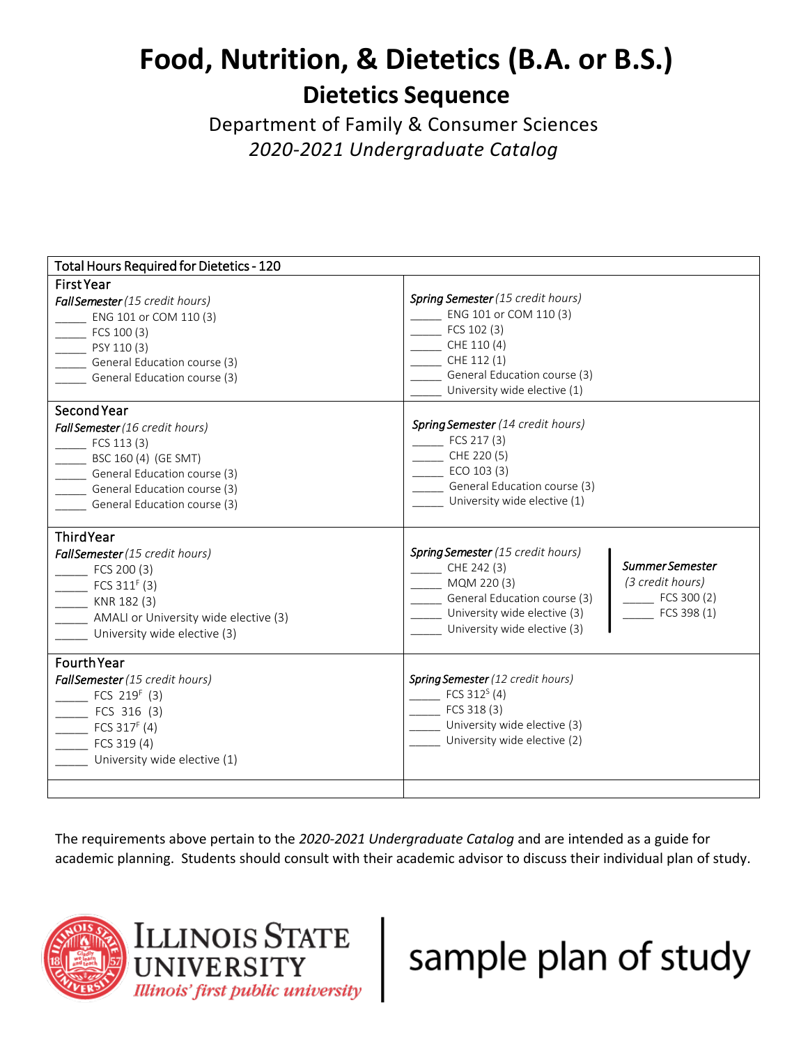# Food, Nutrition, & Dietetics (B.A. or B.S.)

## Dietetics Sequence

Department of Family & Consumer Sciences

*2020-2021 Undergraduate Catalog*

| Total Hours Required for Dietetics - 120 | |
|---|---|
| **First Year**<br>***Fall Semester*** *(15 credit hours)*<br>_____ ENG 101 or COM 110 (3)<br>_____ FCS 100 (3)<br>_____ PSY 110 (3)<br>_____ General Education course (3)<br>_____ General Education course (3) | ***Spring Semester*** *(15 credit hours)*<br>_____ ENG 101 or COM 110 (3)<br>_____ FCS 102 (3)<br>_____ CHE 110 (4)<br>_____ CHE 112 (1)<br>_____ General Education course (3)<br>_____ University wide elective (1) |
| **Second Year**<br>***Fall Semester*** *(16 credit hours)*<br>_____ FCS 113 (3)<br>_____ BSC 160 (4) (GE SMT)<br>_____ General Education course (3)<br>_____ General Education course (3)<br>_____ General Education course (3) | ***Spring Semester*** *(14 credit hours)*<br>_____ FCS 217 (3)<br>_____ CHE 220 (5)<br>_____ ECO 103 (3)<br>_____ General Education course (3)<br>_____ University wide elective (1) |
| **Third Year**<br>***Fall Semester*** *(15 credit hours)*<br>_____ FCS 200 (3)<br>_____ FCS 311[F] (3)<br>_____ KNR 182 (3)<br>_____ AMALI or University wide elective (3)<br>_____ University wide elective (3) | ***Spring Semester*** *(15 credit hours)*<br>_____ CHE 242 (3)<br>_____ MQM 220 (3)<br>_____ General Education course (3)<br>_____ University wide elective (3)<br>_____ University wide elective (3)<br><br>***Summer Semester*** *(3 credit hours)*<br>_____ FCS 300 (2)<br>_____ FCS 398 (1) |
| **Fourth Year**<br>***Fall Semester*** *(15 credit hours)*<br>_____ FCS 219[F] (3)<br>_____ FCS 316 (3)<br>_____ FCS 317[F] (4)<br>_____ FCS 319 (4)<br>_____ University wide elective (1) | ***Spring Semester*** *(12 credit hours)*<br>_____ FCS 312[S] (4)<br>_____ FCS 318 (3)<br>_____ University wide elective (3)<br>_____ University wide elective (2) |
| | |

The requirements above pertain to the *2020-2021 Undergraduate Catalog* and are intended as a guide for academic planning. Students should consult with their academic advisor to discuss their individual plan of study.

ILLINOIS STATE UNIVERSITY
*Illinois' first public university*

sample plan of study